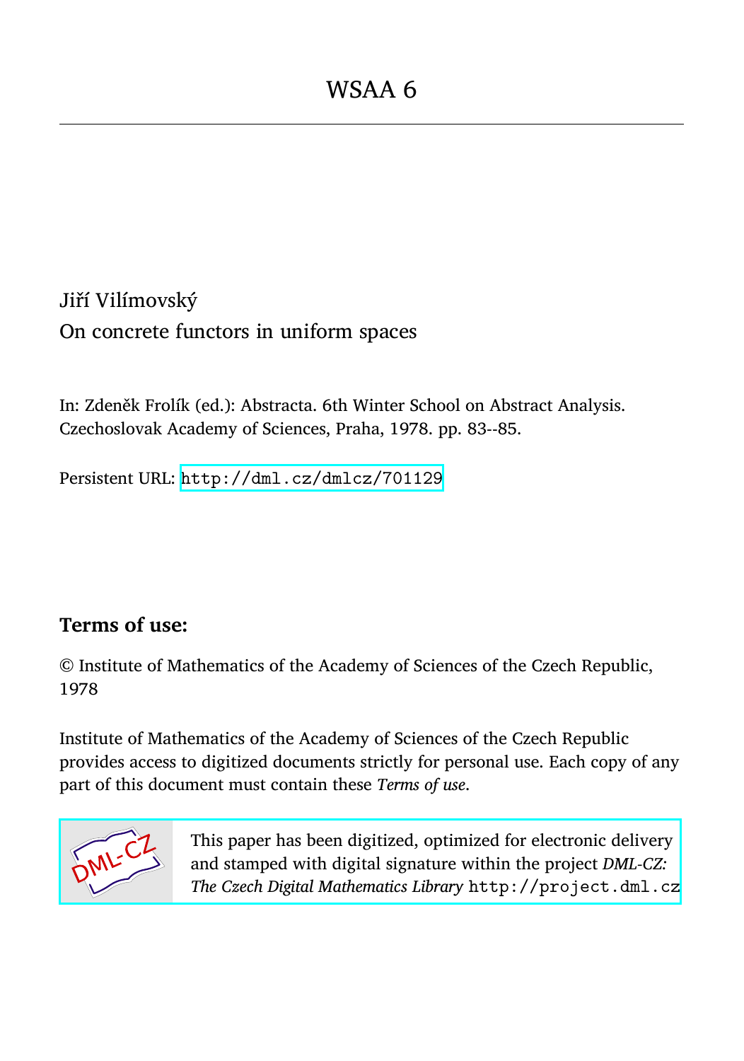# WSAA 6

Jiří Vilímovský

On concrete functors in uniform spaces

In: Zdeněk Frolík (ed.): Abstracta. 6th Winter School on Abstract Analysis. Czechoslovak Academy of Sciences, Praha, 1978. pp. 83--85.

Persistent URL: http://dml.cz/dmlcz/701129

## Terms of use:

© Institute of Mathematics of the Academy of Sciences of the Czech Republic, 1978

Institute of Mathematics of the Academy of Sciences of the Czech Republic provides access to digitized documents strictly for personal use. Each copy of any part of this document must contain these *Terms of use*.

This paper has been digitized, optimized for electronic delivery and stamped with digital signature within the project *DML-CZ: The Czech Digital Mathematics Library* http://project.dml.cz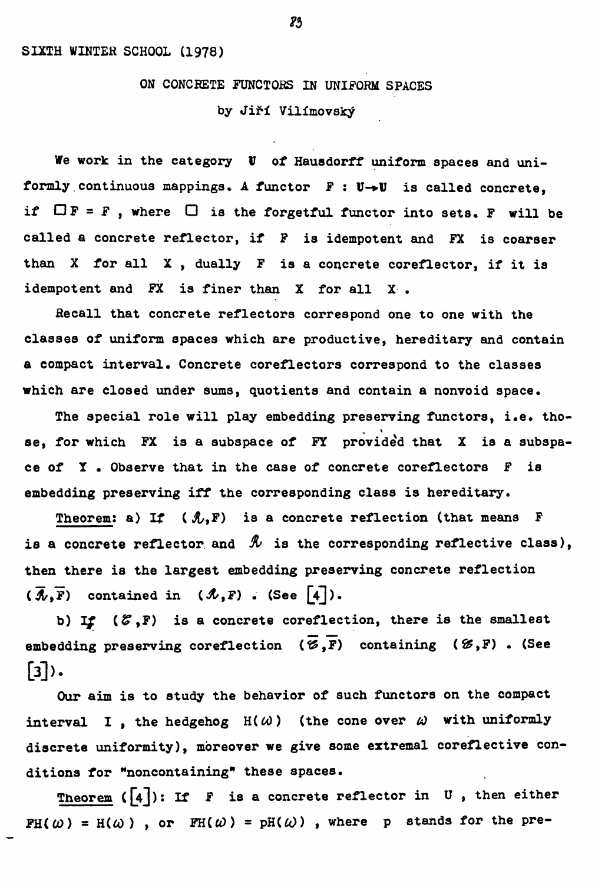SIXTH WINTER SCHOOL (1978)

# ON CONCRETE FUNCTORS IN UNIFORM SPACES

by Jiří Vilímovský

We work in the category $\mathbf{U}$ of Hausdorff uniform spaces and uniformly continuous mappings. A functor $F : \mathbf{U} \to \mathbf{U}$ is called concrete, if $\square F = F$ , where $\square$ is the forgetful functor into sets. $F$ will be called a concrete reflector, if $F$ is idempotent and $FX$ is coarser than $X$ for all $X$ , dually $F$ is a concrete coreflector, if it is idempotent and $FX$ is finer than $X$ for all $X$ .

Recall that concrete reflectors correspond one to one with the classes of uniform spaces which are productive, hereditary and contain a compact interval. Concrete coreflectors correspond to the classes which are closed under sums, quotients and contain a nonvoid space.

The special role will play embedding preserving functors, i.e. those, for which $FX$ is a subspace of $FY$ provided that $X$ is a subspace of $Y$ . Observe that in the case of concrete coreflectors $F$ is embedding preserving iff the corresponding class is hereditary.

<u>Theorem</u>: a) If $(\mathcal{R},F)$ is a concrete reflection (that means $F$ is a concrete reflector and $\mathcal{R}$ is the corresponding reflective class), then there is the largest embedding preserving concrete reflection $(\overline{\mathcal{R}},\overline{F})$ contained in $(\mathcal{R},F)$ . (See [4]).

b) If $(\mathcal{C},F)$ is a concrete coreflection, there is the smallest embedding preserving coreflection $(\overline{\mathcal{C}},\overline{F})$ containing $(\mathcal{C},F)$ . (See [3]).

Our aim is to study the behavior of such functors on the compact interval $I$ , the hedgehog $H(\omega)$ (the cone over $\omega$ with uniformly discrete uniformity), moreover we give some extremal coreflective conditions for "noncontaining" these spaces.

<u>Theorem</u> ([4]): If $F$ is a concrete reflector in $\mathbf{U}$ , then either $FH(\omega) = H(\omega)$ , or $FH(\omega) = pH(\omega)$ , where $p$ stands for the pre-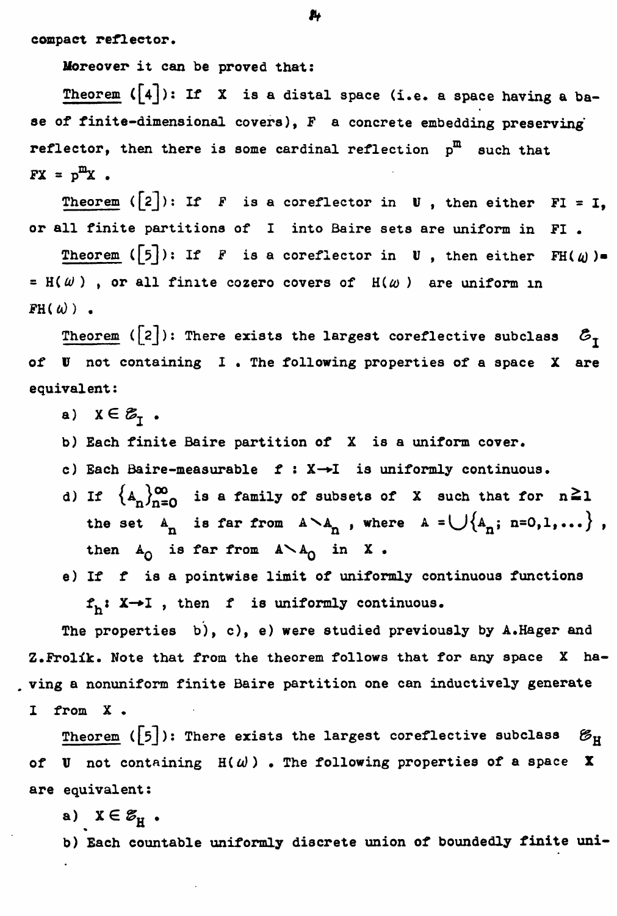compact reflector.

Moreover it can be proved that:

Theorem ([4]): If $X$ is a distal space (i.e. a space having a base of finite-dimensional covers), $F$ a concrete embedding preserving reflector, then there is some cardinal reflection $p^m$ such that $FX = p^m X$.

Theorem ([2]): If $F$ is a coreflector in $\mathbf{U}$, then either $FI = I$, or all finite partitions of $I$ into Baire sets are uniform in $FI$.

Theorem ([5]): If $F$ is a coreflector in $\mathbf{U}$, then either $FH(\omega) = H(\omega)$, or all finite cozero covers of $H(\omega)$ are uniform in $FH(\omega)$.

Theorem ([2]): There exists the largest coreflective subclass $\mathcal{E}_I$ of $\mathbf{U}$ not containing $I$. The following properties of a space $X$ are equivalent:

a) $X \in \mathcal{E}_I$.

b) Each finite Baire partition of $X$ is a uniform cover.

c) Each Baire-measurable $f : X \to I$ is uniformly continuous.

d) If $\{A_n\}_{n=0}^{\infty}$ is a family of subsets of $X$ such that for $n \geq 1$ the set $A_n$ is far from $A \setminus A_n$, where $A = \bigcup\{A_n;\ n=0,1,\dots\}$, then $A_0$ is far from $A \setminus A_0$ in $X$.

e) If $f$ is a pointwise limit of uniformly continuous functions $f_n : X \to I$, then $f$ is uniformly continuous.

The properties b), c), e) were studied previously by A.Hager and Z.Frolík. Note that from the theorem follows that for any space $X$ having a nonuniform finite Baire partition one can inductively generate $I$ from $X$.

Theorem ([5]): There exists the largest coreflective subclass $\mathcal{E}_H$ of $\mathbf{U}$ not containing $H(\omega)$. The following properties of a space $X$ are equivalent:

a) $X \in \mathcal{E}_H$.

b) Each countable uniformly discrete union of boundedly finite uni-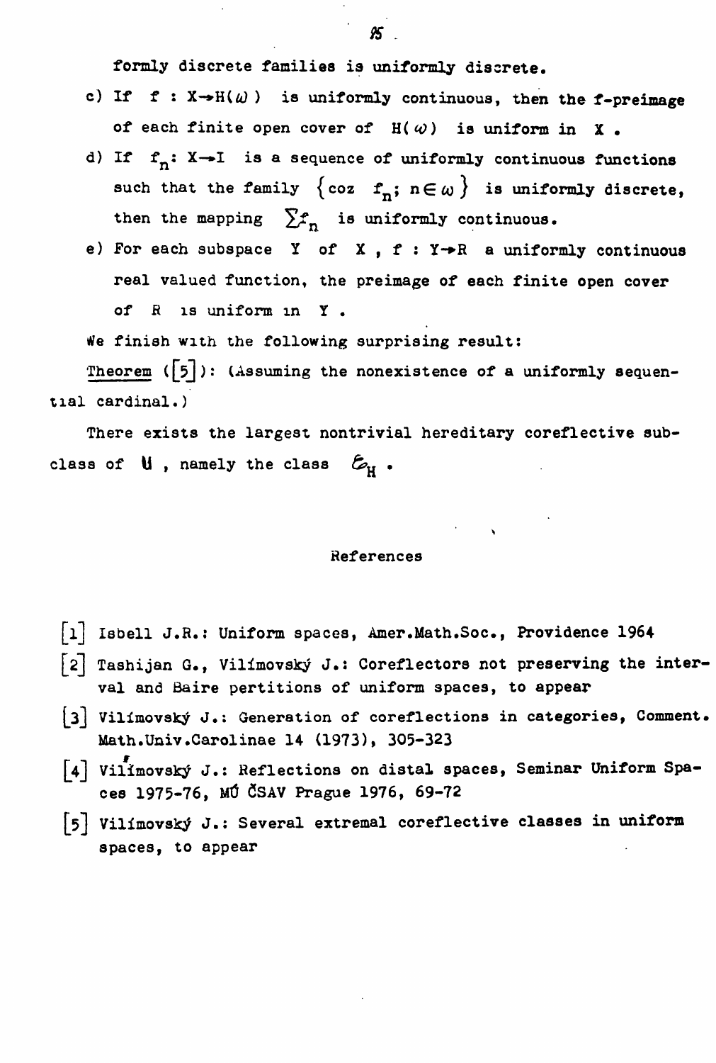formly discrete families is uniformly discrete.

c) If $f : X \to H(\omega)$ is uniformly continuous, then the f-preimage of each finite open cover of $H(\omega)$ is uniform in $X$.

d) If $f_n : X \to I$ is a sequence of uniformly continuous functions such that the family $\{\text{coz } f_n;\ n \in \omega\}$ is uniformly discrete, then the mapping $\sum f_n$ is uniformly continuous.

e) For each subspace $Y$ of $X$, $f : Y \to R$ a uniformly continuous real valued function, the preimage of each finite open cover of $R$ is uniform in $Y$.

We finish with the following surprising result:

Theorem ([5]): (Assuming the nonexistence of a uniformly sequential cardinal.)

There exists the largest nontrivial hereditary coreflective subclass of $\mathbf{U}$, namely the class $\mathcal{E}_H$.

## References

[1] Isbell J.R.: Uniform spaces, Amer.Math.Soc., Providence 1964

[2] Tashijan G., Vilímovský J.: Coreflectors not preserving the interval and Baire pertitions of uniform spaces, to appear

[3] Vilímovský J.: Generation of coreflections in categories, Comment. Math.Univ.Carolinae 14 (1973), 305-323

[4] Vilímovský J.: Reflections on distal spaces, Seminar Uniform Spaces 1975-76, MÚ ČSAV Prague 1976, 69-72

[5] Vilímovský J.: Several extremal coreflective classes in uniform spaces, to appear